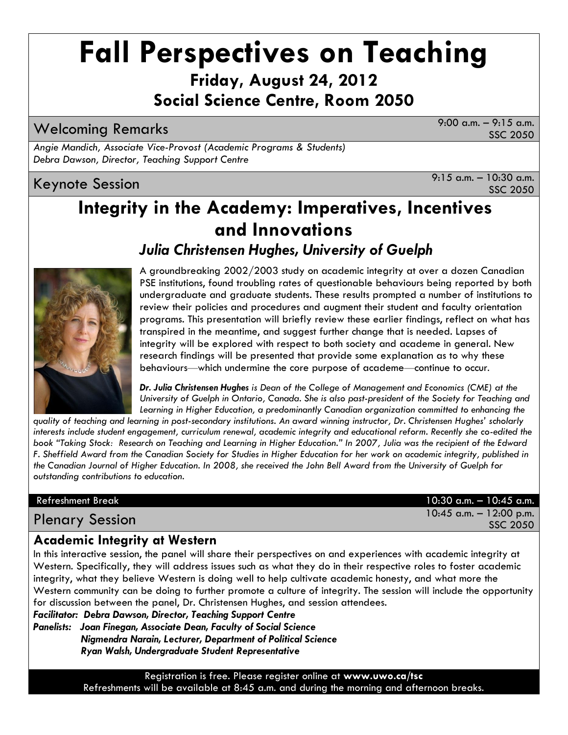# Fall Perspectives on Teaching

## Friday, August 24, 2012
## Social Science Centre, Room 2050

### Welcoming Remarks

9:00 a.m. – 9:15 a.m.
SSC 2050

*Angie Mandich, Associate Vice-Provost (Academic Programs & Students)*
*Debra Dawson, Director, Teaching Support Centre*

### Keynote Session

9:15 a.m. – 10:30 a.m.
SSC 2050

## Integrity in the Academy: Imperatives, Incentives and Innovations

### *Julia Christensen Hughes, University of Guelph*

A groundbreaking 2002/2003 study on academic integrity at over a dozen Canadian PSE institutions, found troubling rates of questionable behaviours being reported by both undergraduate and graduate students. These results prompted a number of institutions to review their policies and procedures and augment their student and faculty orientation programs. This presentation will briefly review these earlier findings, reflect on what has transpired in the meantime, and suggest further change that is needed. Lapses of integrity will be explored with respect to both society and academe in general. New research findings will be presented that provide some explanation as to why these behaviours—which undermine the core purpose of academe—continue to occur.

***Dr. Julia Christensen Hughes*** *is Dean of the College of Management and Economics (CME) at the University of Guelph in Ontario, Canada. She is also past-president of the Society for Teaching and Learning in Higher Education, a predominantly Canadian organization committed to enhancing the quality of teaching and learning in post-secondary institutions. An award winning instructor, Dr. Christensen Hughes' scholarly interests include student engagement, curriculum renewal, academic integrity and educational reform. Recently she co-edited the book "Taking Stock: Research on Teaching and Learning in Higher Education." In 2007, Julia was the recipient of the Edward F. Sheffield Award from the Canadian Society for Studies in Higher Education for her work on academic integrity, published in the Canadian Journal of Higher Education. In 2008, she received the John Bell Award from the University of Guelph for outstanding contributions to education.*

Refreshment Break — 10:30 a.m. – 10:45 a.m.

### Plenary Session

10:45 a.m. – 12:00 p.m.
SSC 2050

#### Academic Integrity at Western

In this interactive session, the panel will share their perspectives on and experiences with academic integrity at Western. Specifically, they will address issues such as what they do in their respective roles to foster academic integrity, what they believe Western is doing well to help cultivate academic honesty, and what more the Western community can be doing to further promote a culture of integrity. The session will include the opportunity for discussion between the panel, Dr. Christensen Hughes, and session attendees.

***Facilitator: Debra Dawson, Director, Teaching Support Centre***
***Panelists: Joan Finegan, Associate Dean, Faculty of Social Science***
***Nigmendra Narain, Lecturer, Department of Political Science***
***Ryan Walsh, Undergraduate Student Representative***

Registration is free. Please register online at **www.uwo.ca/tsc**
Refreshments will be available at 8:45 a.m. and during the morning and afternoon breaks.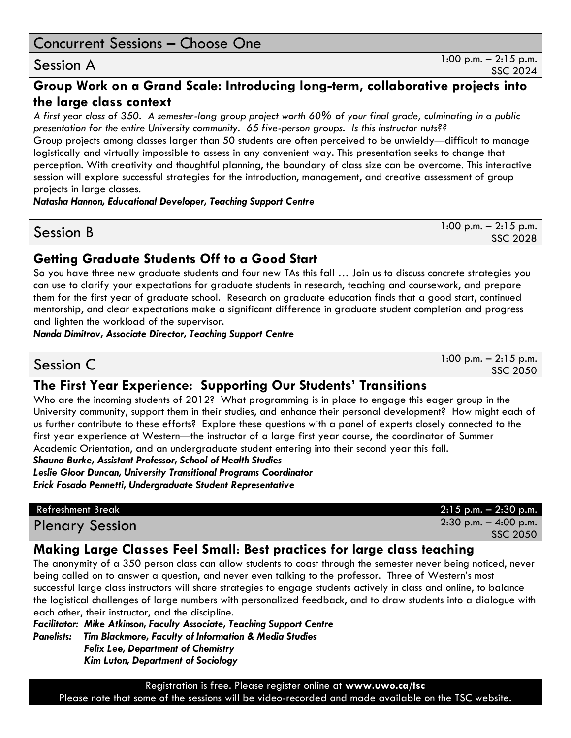## Concurrent Sessions – Choose One

### Session A

1:00 p.m. – 2:15 p.m.
SSC 2024

**Group Work on a Grand Scale: Introducing long-term, collaborative projects into the large class context**

*A first year class of 350. A semester-long group project worth 60% of your final grade, culminating in a public presentation for the entire University community. 65 five-person groups. Is this instructor nuts??*

Group projects among classes larger than 50 students are often perceived to be unwieldy—difficult to manage logistically and virtually impossible to assess in any convenient way. This presentation seeks to change that perception. With creativity and thoughtful planning, the boundary of class size can be overcome. This interactive session will explore successful strategies for the introduction, management, and creative assessment of group projects in large classes.

***Natasha Hannon, Educational Developer, Teaching Support Centre***

### Session B

1:00 p.m. – 2:15 p.m.
SSC 2028

**Getting Graduate Students Off to a Good Start**

So you have three new graduate students and four new TAs this fall … Join us to discuss concrete strategies you can use to clarify your expectations for graduate students in research, teaching and coursework, and prepare them for the first year of graduate school. Research on graduate education finds that a good start, continued mentorship, and clear expectations make a significant difference in graduate student completion and progress and lighten the workload of the supervisor.

***Nanda Dimitrov, Associate Director, Teaching Support Centre***

### Session C

1:00 p.m. – 2:15 p.m.
SSC 2050

**The First Year Experience: Supporting Our Students' Transitions**

Who are the incoming students of 2012? What programming is in place to engage this eager group in the University community, support them in their studies, and enhance their personal development? How might each of us further contribute to these efforts? Explore these questions with a panel of experts closely connected to the first year experience at Western—the instructor of a large first year course, the coordinator of Summer Academic Orientation, and an undergraduate student entering into their second year this fall.

***Shauna Burke, Assistant Professor, School of Health Studies***
***Leslie Gloor Duncan, University Transitional Programs Coordinator***
***Erick Fosado Pennetti, Undergraduate Student Representative***

Refreshment Break 2:15 p.m. – 2:30 p.m.

### Plenary Session

2:30 p.m. – 4:00 p.m.
SSC 2050

**Making Large Classes Feel Small: Best practices for large class teaching**

The anonymity of a 350 person class can allow students to coast through the semester never being noticed, never being called on to answer a question, and never even talking to the professor. Three of Western's most successful large class instructors will share strategies to engage students actively in class and online, to balance the logistical challenges of large numbers with personalized feedback, and to draw students into a dialogue with each other, their instructor, and the discipline.

***Facilitator: Mike Atkinson, Faculty Associate, Teaching Support Centre***
***Panelists: Tim Blackmore, Faculty of Information & Media Studies***
***Felix Lee, Department of Chemistry***
***Kim Luton, Department of Sociology***

Registration is free. Please register online at **www.uwo.ca/tsc**
Please note that some of the sessions will be video-recorded and made available on the TSC website.